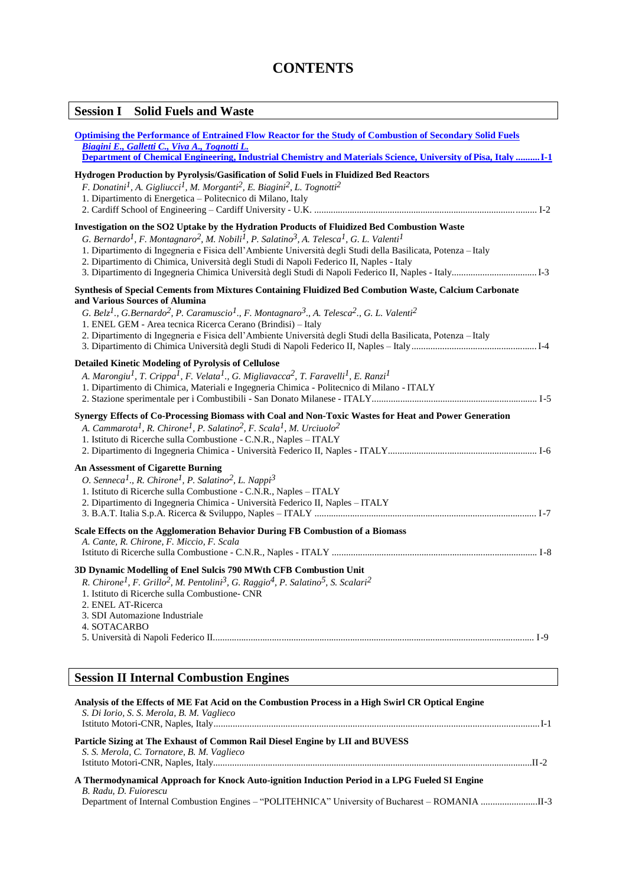# CONTENTS

## Session I Solid Fuels and Waste

**Optimising the Performance of Entrained Flow Reactor for the Study of Combustion of Secondary Solid Fuels**
*Biagini E., Galletti C., Viva A., Tognotti L.*
**Department of Chemical Engineering, Industrial Chemistry and Materials Science, University of Pisa, Italy .......... I-1**

**Hydrogen Production by Pyrolysis/Gasification of Solid Fuels in Fluidized Bed Reactors**
*F. Donatini[1], A. Gigliucci[1], M. Morganti[2], E. Biagini[2], L. Tognotti[2]*
1. Dipartimento di Energetica – Politecnico di Milano, Italy
2. Cardiff School of Engineering – Cardiff University - U.K. .......... I-2

**Investigation on the SO2 Uptake by the Hydration Products of Fluidized Bed Combustion Waste**
*G. Bernardo[1], F. Montagnaro[2], M. Nobili[1], P. Salatino[3], A. Telesca[1], G. L. Valenti[1]*
1. Dipartimento di Ingegneria e Fisica dell'Ambiente Università degli Studi della Basilicata, Potenza – Italy
2. Dipartimento di Chimica, Università degli Studi di Napoli Federico II, Naples - Italy
3. Dipartimento di Ingegneria Chimica Università degli Studi di Napoli Federico II, Naples - Italy.......... I-3

**Synthesis of Special Cements from Mixtures Containing Fluidized Bed Combution Waste, Calcium Carbonate and Various Sources of Alumina**
*G. Belz[1]., G.Bernardo[2], P. Caramuscio[1]., F. Montagnaro[3]., A. Telesca[2]., G. L. Valenti[2]*
1. ENEL GEM - Area tecnica Ricerca Cerano (Brindisi) – Italy
2. Dipartimento di Ingegneria e Fisica dell'Ambiente Università degli Studi della Basilicata, Potenza – Italy
3. Dipartimento di Chimica Università degli Studi di Napoli Federico II, Naples – Italy .......... I-4

**Detailed Kinetic Modeling of Pyrolysis of Cellulose**
*A. Marongiu[1], T. Crippa[1], F. Velata[1]., G. Migliavacca[2], T. Faravelli[1], E. Ranzi[1]*
1. Dipartimento di Chimica, Materiali e Ingegneria Chimica - Politecnico di Milano - ITALY
2. Stazione sperimentale per i Combustibili - San Donato Milanese - ITALY.......... I-5

**Synergy Effects of Co-Processing Biomass with Coal and Non-Toxic Wastes for Heat and Power Generation**
*A. Cammarota[1], R. Chirone[1], P. Salatino[2], F. Scala[1], M. Urciuolo[2]*
1. Istituto di Ricerche sulla Combustione - C.N.R., Naples – ITALY
2. Dipartimento di Ingegneria Chimica - Università Federico II, Naples - ITALY.......... I-6

**An Assessment of Cigarette Burning**
*O. Senneca[1]., R. Chirone[1], P. Salatino[2], L. Nappi[3]*
1. Istituto di Ricerche sulla Combustione - C.N.R., Naples – ITALY
2. Dipartimento di Ingegneria Chimica - Università Federico II, Naples – ITALY
3. B.A.T. Italia S.p.A. Ricerca & Sviluppo, Naples – ITALY .......... I-7

**Scale Effects on the Agglomeration Behavior During FB Combustion of a Biomass**
*A. Cante, R. Chirone, F. Miccio, F. Scala*
Istituto di Ricerche sulla Combustione - C.N.R., Naples - ITALY .......... I-8

**3D Dynamic Modelling of Enel Sulcis 790 MWth CFB Combustion Unit**
*R. Chirone[1], F. Grillo[2], M. Pentolini[3], G. Raggio[4], P. Salatino[5], S. Scalari[2]*
1. Istituto di Ricerche sulla Combustione- CNR
2. ENEL AT-Ricerca
3. SDI Automazione Industriale
4. SOTACARBO
5. Università di Napoli Federico II.......... I-9

## Session II Internal Combustion Engines

**Analysis of the Effects of ME Fat Acid on the Combustion Process in a High Swirl CR Optical Engine**
*S. Di Iorio, S. S. Merola, B. M. Vaglieco*
Istituto Motori-CNR, Naples, Italy.......... I-1

**Particle Sizing at The Exhaust of Common Rail Diesel Engine by LII and BUVESS**
*S. S. Merola, C. Tornatore, B. M. Vaglieco*
Istituto Motori-CNR, Naples, Italy.......... II-2

**A Thermodynamical Approach for Knock Auto-ignition Induction Period in a LPG Fueled SI Engine**
*B. Radu, D. Fuiorescu*
Department of Internal Combustion Engines – "POLITEHNICA" University of Bucharest – ROMANIA .......... II-3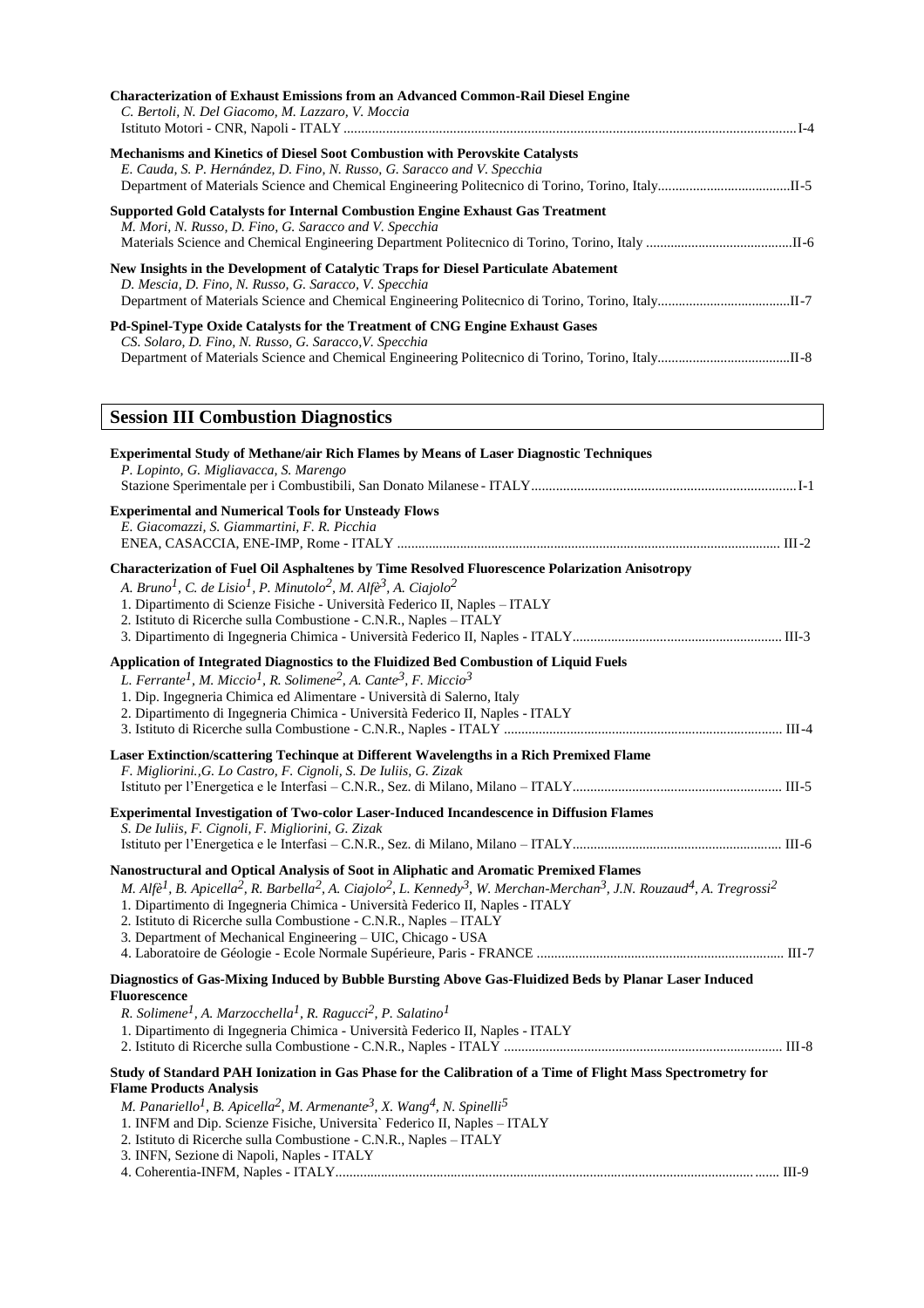**Characterization of Exhaust Emissions from an Advanced Common-Rail Diesel Engine**
*C. Bertoli, N. Del Giacomo, M. Lazzaro, V. Moccia*
Istituto Motori - CNR, Napoli - ITALY ............ I-4

**Mechanisms and Kinetics of Diesel Soot Combustion with Perovskite Catalysts**
*E. Cauda, S. P. Hernández, D. Fino, N. Russo, G. Saracco and V. Specchia*
Department of Materials Science and Chemical Engineering Politecnico di Torino, Torino, Italy............ II-5

**Supported Gold Catalysts for Internal Combustion Engine Exhaust Gas Treatment**
*M. Mori, N. Russo, D. Fino, G. Saracco and V. Specchia*
Materials Science and Chemical Engineering Department Politecnico di Torino, Torino, Italy ............ II-6

**New Insights in the Development of Catalytic Traps for Diesel Particulate Abatement**
*D. Mescia, D. Fino, N. Russo, G. Saracco, V. Specchia*
Department of Materials Science and Chemical Engineering Politecnico di Torino, Torino, Italy............ II-7

**Pd-Spinel-Type Oxide Catalysts for the Treatment of CNG Engine Exhaust Gases**
*CS. Solaro, D. Fino, N. Russo, G. Saracco,V. Specchia*
Department of Materials Science and Chemical Engineering Politecnico di Torino, Torino, Italy............ II-8

## Session III Combustion Diagnostics

**Experimental Study of Methane/air Rich Flames by Means of Laser Diagnostic Techniques**
*P. Lopinto, G. Migliavacca, S. Marengo*
Stazione Sperimentale per i Combustibili, San Donato Milanese - ITALY............ I-1

**Experimental and Numerical Tools for Unsteady Flows**
*E. Giacomazzi, S. Giammartini, F. R. Picchia*
ENEA, CASACCIA, ENE-IMP, Rome - ITALY ............ III-2

**Characterization of Fuel Oil Asphaltenes by Time Resolved Fluorescence Polarization Anisotropy**
*A. Bruno[1], C. de Lisio[1], P. Minutolo[2], M. Alfè[3], A. Ciajolo[2]*
1. Dipartimento di Scienze Fisiche - Università Federico II, Naples – ITALY
2. Istituto di Ricerche sulla Combustione - C.N.R., Naples – ITALY
3. Dipartimento di Ingegneria Chimica - Università Federico II, Naples - ITALY............ III-3

**Application of Integrated Diagnostics to the Fluidized Bed Combustion of Liquid Fuels**
*L. Ferrante[1], M. Miccio[1], R. Solimene[2], A. Cante[3], F. Miccio[3]*
1. Dip. Ingegneria Chimica ed Alimentare - Università di Salerno, Italy
2. Dipartimento di Ingegneria Chimica - Università Federico II, Naples - ITALY
3. Istituto di Ricerche sulla Combustione - C.N.R., Naples - ITALY ............ III-4

**Laser Extinction/scattering Techinque at Different Wavelengths in a Rich Premixed Flame**
*F. Migliorini.,G. Lo Castro, F. Cignoli, S. De Iuliis, G. Zizak*
Istituto per l'Energetica e le Interfasi – C.N.R., Sez. di Milano, Milano – ITALY............ III-5

**Experimental Investigation of Two-color Laser-Induced Incandescence in Diffusion Flames**
*S. De Iuliis, F. Cignoli, F. Migliorini, G. Zizak*
Istituto per l'Energetica e le Interfasi – C.N.R., Sez. di Milano, Milano – ITALY............ III-6

**Nanostructural and Optical Analysis of Soot in Aliphatic and Aromatic Premixed Flames**
*M. Alfè[1], B. Apicella[2], R. Barbella[2], A. Ciajolo[2], L. Kennedy[3], W. Merchan-Merchan[3], J.N. Rouzaud[4], A. Tregrossi[2]*
1. Dipartimento di Ingegneria Chimica - Università Federico II, Naples - ITALY
2. Istituto di Ricerche sulla Combustione - C.N.R., Naples – ITALY
3. Department of Mechanical Engineering – UIC, Chicago - USA
4. Laboratoire de Géologie - Ecole Normale Supérieure, Paris - FRANCE ............ III-7

**Diagnostics of Gas-Mixing Induced by Bubble Bursting Above Gas-Fluidized Beds by Planar Laser Induced Fluorescence**
*R. Solimene[1], A. Marzocchella[1], R. Ragucci[2], P. Salatino[1]*
1. Dipartimento di Ingegneria Chimica - Università Federico II, Naples - ITALY
2. Istituto di Ricerche sulla Combustione - C.N.R., Naples - ITALY ............ III-8

**Study of Standard PAH Ionization in Gas Phase for the Calibration of a Time of Flight Mass Spectrometry for Flame Products Analysis**
*M. Panariello[1], B. Apicella[2], M. Armenante[3], X. Wang[4], N. Spinelli[5]*
1. INFM and Dip. Scienze Fisiche, Universita` Federico II, Naples – ITALY
2. Istituto di Ricerche sulla Combustione - C.N.R., Naples – ITALY
3. INFN, Sezione di Napoli, Naples - ITALY
4. Coherentia-INFM, Naples - ITALY............ III-9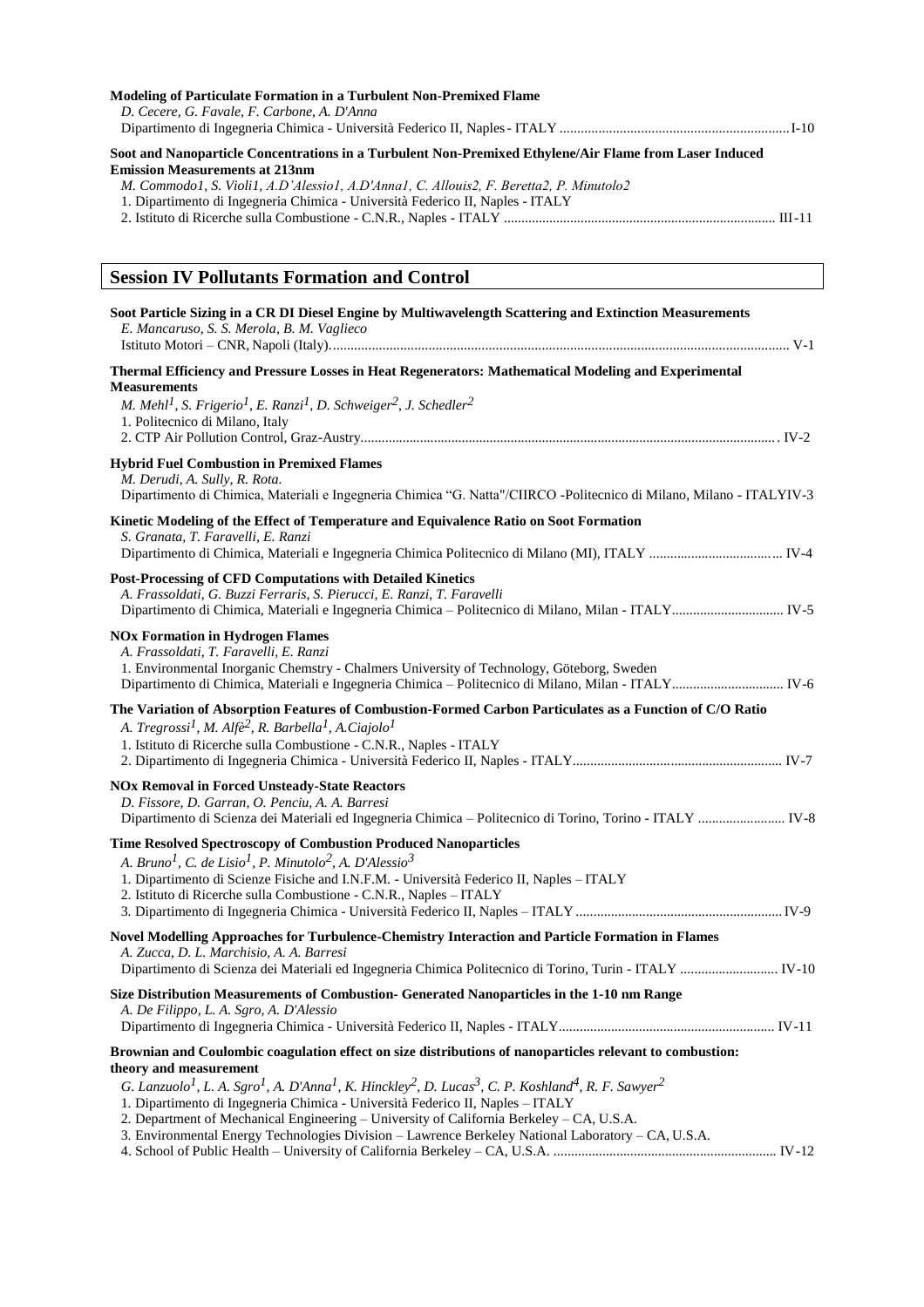**Modeling of Particulate Formation in a Turbulent Non-Premixed Flame**
*D. Cecere, G. Favale, F. Carbone, A. D'Anna*
Dipartimento di Ingegneria Chimica - Università Federico II, Naples - ITALY ........................................ I-10

**Soot and Nanoparticle Concentrations in a Turbulent Non-Premixed Ethylene/Air Flame from Laser Induced Emission Measurements at 213nm**
*M. Commodo1, S. Violi1, A.D'Alessio1, A.D'Anna1, C. Allouis2, F. Beretta2, P. Minutolo2*
1. Dipartimento di Ingegneria Chimica - Università Federico II, Naples - ITALY
2. Istituto di Ricerche sulla Combustione - C.N.R., Naples - ITALY ........................................ III-11

## Session IV Pollutants Formation and Control

**Soot Particle Sizing in a CR DI Diesel Engine by Multiwavelength Scattering and Extinction Measurements**
*E. Mancaruso, S. S. Merola, B. M. Vaglieco*
Istituto Motori – CNR, Napoli (Italy). ........................................ V-1

**Thermal Efficiency and Pressure Losses in Heat Regenerators: Mathematical Modeling and Experimental Measurements**
*M. Mehl[1], S. Frigerio[1], E. Ranzi[1], D. Schweiger[2], J. Schedler[2]*
1. Politecnico di Milano, Italy
2. CTP Air Pollution Control, Graz-Austry. ........................................ IV-2

**Hybrid Fuel Combustion in Premixed Flames**
*M. Derudi, A. Sully, R. Rota.*
Dipartimento di Chimica, Materiali e Ingegneria Chimica "G. Natta"/CIIRCO -Politecnico di Milano, Milano - ITALYIV-3

**Kinetic Modeling of the Effect of Temperature and Equivalence Ratio on Soot Formation**
*S. Granata, T. Faravelli, E. Ranzi*
Dipartimento di Chimica, Materiali e Ingegneria Chimica Politecnico di Milano (MI), ITALY ........................................ IV-4

**Post-Processing of CFD Computations with Detailed Kinetics**
*A. Frassoldati, G. Buzzi Ferraris, S. Pierucci, E. Ranzi, T. Faravelli*
Dipartimento di Chimica, Materiali e Ingegneria Chimica – Politecnico di Milano, Milan - ITALY........................................ IV-5

**NOx Formation in Hydrogen Flames**
*A. Frassoldati, T. Faravelli, E. Ranzi*
1. Environmental Inorganic Chemstry - Chalmers University of Technology, Göteborg, Sweden
Dipartimento di Chimica, Materiali e Ingegneria Chimica – Politecnico di Milano, Milan - ITALY........................................ IV-6

**The Variation of Absorption Features of Combustion-Formed Carbon Particulates as a Function of C/O Ratio**
*A. Tregrossi[1], M. Alfè[2], R. Barbella[1], A.Ciajolo[1]*
1. Istituto di Ricerche sulla Combustione - C.N.R., Naples - ITALY
2. Dipartimento di Ingegneria Chimica - Università Federico II, Naples - ITALY........................................ IV-7

**NOx Removal in Forced Unsteady-State Reactors**
*D. Fissore, D. Garran, O. Penciu, A. A. Barresi*
Dipartimento di Scienza dei Materiali ed Ingegneria Chimica – Politecnico di Torino, Torino - ITALY ........................................ IV-8

**Time Resolved Spectroscopy of Combustion Produced Nanoparticles**
*A. Bruno[1], C. de Lisio[1], P. Minutolo[2], A. D'Alessio[3]*
1. Dipartimento di Scienze Fisiche and I.N.F.M. - Università Federico II, Naples – ITALY
2. Istituto di Ricerche sulla Combustione - C.N.R., Naples – ITALY
3. Dipartimento di Ingegneria Chimica - Università Federico II, Naples – ITALY ........................................ IV-9

**Novel Modelling Approaches for Turbulence-Chemistry Interaction and Particle Formation in Flames**
*A. Zucca, D. L. Marchisio, A. A. Barresi*
Dipartimento di Scienza dei Materiali ed Ingegneria Chimica Politecnico di Torino, Turin - ITALY ........................................ IV-10

**Size Distribution Measurements of Combustion- Generated Nanoparticles in the 1-10 nm Range**
*A. De Filippo, L. A. Sgro, A. D'Alessio*
Dipartimento di Ingegneria Chimica - Università Federico II, Naples - ITALY........................................ IV-11

**Brownian and Coulombic coagulation effect on size distributions of nanoparticles relevant to combustion: theory and measurement**
*G. Lanzuolo[1], L. A. Sgro[1], A. D'Anna[1], K. Hinckley[2], D. Lucas[3], C. P. Koshland[4], R. F. Sawyer[2]*
1. Dipartimento di Ingegneria Chimica - Università Federico II, Naples – ITALY
2. Department of Mechanical Engineering – University of California Berkeley – CA, U.S.A.
3. Environmental Energy Technologies Division – Lawrence Berkeley National Laboratory – CA, U.S.A.
4. School of Public Health – University of California Berkeley – CA, U.S.A. ........................................ IV-12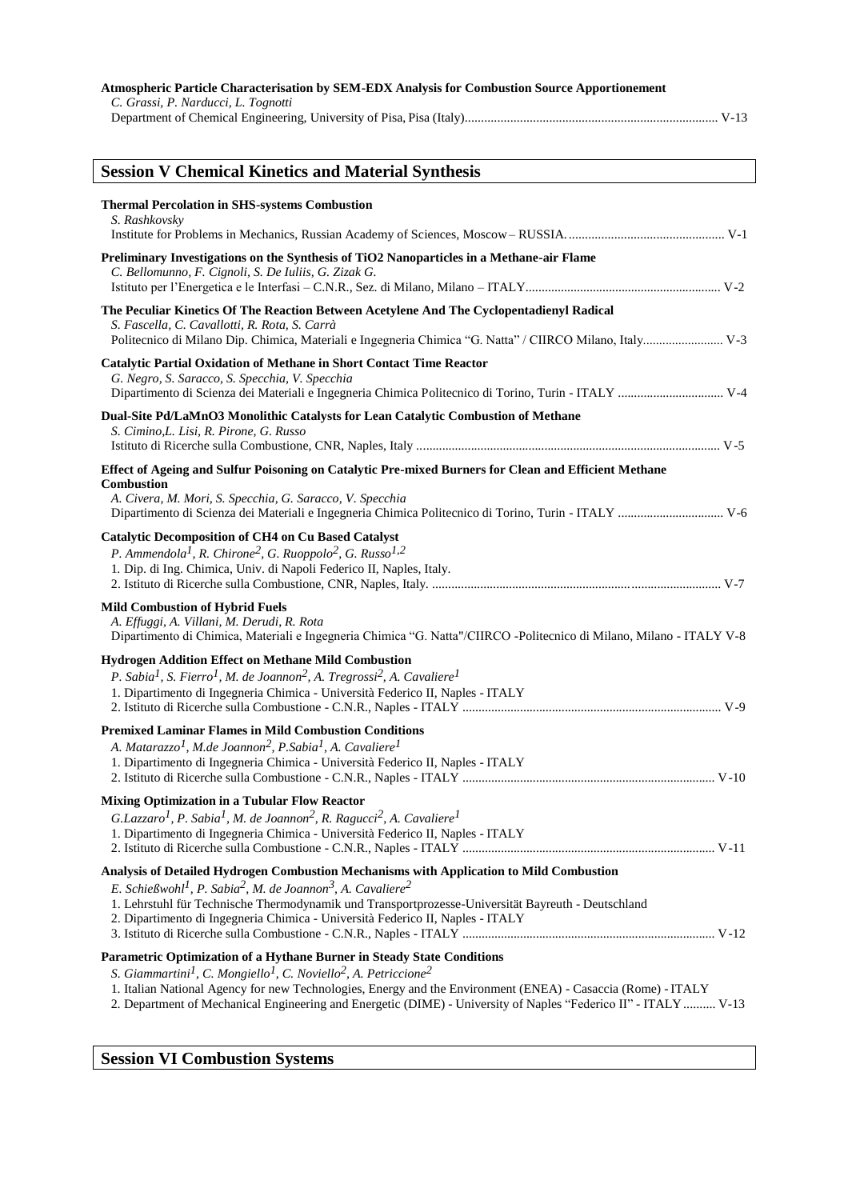**Atmospheric Particle Characterisation by SEM-EDX Analysis for Combustion Source Apportionement**
*C. Grassi, P. Narducci, L. Tognotti*
Department of Chemical Engineering, University of Pisa, Pisa (Italy)............................................................................ V-13

## Session V Chemical Kinetics and Material Synthesis

**Thermal Percolation in SHS-systems Combustion**
*S. Rashkovsky*
Institute for Problems in Mechanics, Russian Academy of Sciences, Moscow – RUSSIA. ............................................... V-1

**Preliminary Investigations on the Synthesis of TiO2 Nanoparticles in a Methane-air Flame**
*C. Bellomunno, F. Cignoli, S. De Iuliis, G. Zizak G.*
Istituto per l'Energetica e le Interfasi – C.N.R., Sez. di Milano, Milano – ITALY............................................................ V-2

**The Peculiar Kinetics Of The Reaction Between Acetylene And The Cyclopentadienyl Radical**
*S. Fascella, C. Cavallotti, R. Rota, S. Carrà*
Politecnico di Milano Dip. Chimica, Materiali e Ingegneria Chimica "G. Natta" / CIIRCO Milano, Italy........................ V-3

**Catalytic Partial Oxidation of Methane in Short Contact Time Reactor**
*G. Negro, S. Saracco, S. Specchia, V. Specchia*
Dipartimento di Scienza dei Materiali e Ingegneria Chimica Politecnico di Torino, Turin - ITALY ................................ V-4

**Dual-Site Pd/LaMnO3 Monolithic Catalysts for Lean Catalytic Combustion of Methane**
*S. Cimino,L. Lisi, R. Pirone, G. Russo*
Istituto di Ricerche sulla Combustione, CNR, Naples, Italy .............................................................................................. V-5

**Effect of Ageing and Sulfur Poisoning on Catalytic Pre-mixed Burners for Clean and Efficient Methane Combustion**
*A. Civera, M. Mori, S. Specchia, G. Saracco, V. Specchia*
Dipartimento di Scienza dei Materiali e Ingegneria Chimica Politecnico di Torino, Turin - ITALY ................................ V-6

**Catalytic Decomposition of CH4 on Cu Based Catalyst**
*P. Ammendola[1], R. Chirone[2], G. Ruoppolo[2], G. Russo[1,2]*
1. Dip. di Ing. Chimica, Univ. di Napoli Federico II, Naples, Italy.
2. Istituto di Ricerche sulla Combustione, CNR, Naples, Italy. .......................................................................................... V-7

**Mild Combustion of Hybrid Fuels**
*A. Effuggi, A. Villani, M. Derudi, R. Rota*
Dipartimento di Chimica, Materiali e Ingegneria Chimica "G. Natta"/CIIRCO -Politecnico di Milano, Milano - ITALY V-8

**Hydrogen Addition Effect on Methane Mild Combustion**
*P. Sabia[1], S. Fierro[1], M. de Joannon[2], A. Tregrossi[2], A. Cavaliere[1]*
1. Dipartimento di Ingegneria Chimica - Università Federico II, Naples - ITALY
2. Istituto di Ricerche sulla Combustione - C.N.R., Naples - ITALY ................................................................................ V-9

**Premixed Laminar Flames in Mild Combustion Conditions**
*A. Matarazzo[1], M.de Joannon[2], P.Sabia[1], A. Cavaliere[1]*
1. Dipartimento di Ingegneria Chimica - Università Federico II, Naples - ITALY
2. Istituto di Ricerche sulla Combustione - C.N.R., Naples - ITALY .............................................................................. V-10

**Mixing Optimization in a Tubular Flow Reactor**
*G.Lazzaro[1], P. Sabia[1], M. de Joannon[2], R. Ragucci[2], A. Cavaliere[1]*
1. Dipartimento di Ingegneria Chimica - Università Federico II, Naples - ITALY
2. Istituto di Ricerche sulla Combustione - C.N.R., Naples - ITALY .............................................................................. V-11

**Analysis of Detailed Hydrogen Combustion Mechanisms with Application to Mild Combustion**
*E. Schießwohl[1], P. Sabia[2], M. de Joannon[3], A. Cavaliere[2]*
1. Lehrstuhl für Technische Thermodynamik und Transportprozesse-Universität Bayreuth - Deutschland
2. Dipartimento di Ingegneria Chimica - Università Federico II, Naples - ITALY
3. Istituto di Ricerche sulla Combustione - C.N.R., Naples - ITALY .............................................................................. V-12

**Parametric Optimization of a Hythane Burner in Steady State Conditions**
*S. Giammartini[1], C. Mongiello[1], C. Noviello[2], A. Petriccione[2]*
1. Italian National Agency for New Technologies, Energy and the Environment (ENEA) - Casaccia (Rome) - ITALY
2. Department of Mechanical Engineering and Energetic (DIME) - University of Naples "Federico II" - ITALY .......... V-13

## Session VI Combustion Systems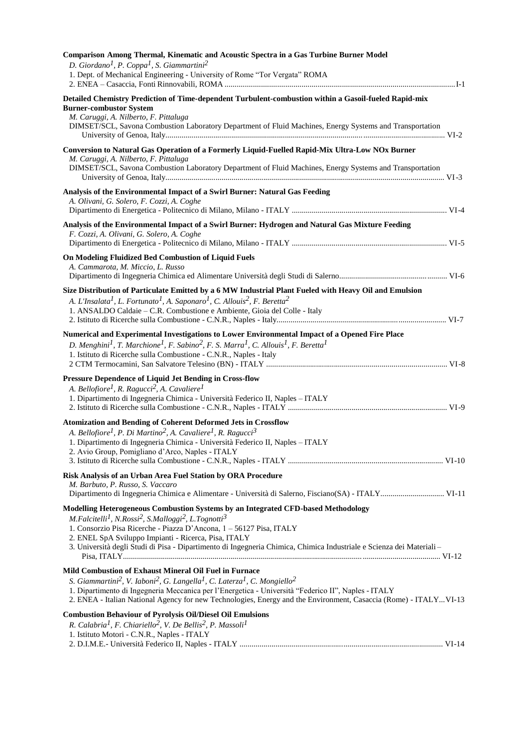**Comparison Among Thermal, Kinematic and Acoustic Spectra in a Gas Turbine Burner Model**
*D. Giordano[1], P. Coppa[1], S. Giammartini[2]*
1. Dept. of Mechanical Engineering - University of Rome "Tor Vergata" ROMA
2. ENEA – Casaccia, Fonti Rinnovabili, ROMA ........ I-1

**Detailed Chemistry Prediction of Time-dependent Turbulent-combustion within a Gasoil-fueled Rapid-mix Burner-combustor System**
*M. Caruggi, A. Nilberto, F. Pittaluga*
DIMSET/SCL, Savona Combustion Laboratory Department of Fluid Machines, Energy Systems and Transportation University of Genoa, Italy........ VI-2

**Conversion to Natural Gas Operation of a Formerly Liquid-Fuelled Rapid-Mix Ultra-Low NOx Burner**
*M. Caruggi, A. Nilberto, F. Pittaluga*
DIMSET/SCL, Savona Combustion Laboratory Department of Fluid Machines, Energy Systems and Transportation University of Genoa, Italy........ VI-3

**Analysis of the Environmental Impact of a Swirl Burner: Natural Gas Feeding**
*A. Olivani, G. Solero, F. Cozzi, A. Coghe*
Dipartimento di Energetica - Politecnico di Milano, Milano - ITALY ........ VI-4

**Analysis of the Environmental Impact of a Swirl Burner: Hydrogen and Natural Gas Mixture Feeding**
*F. Cozzi, A. Olivani, G. Solero, A. Coghe*
Dipartimento di Energetica - Politecnico di Milano, Milano - ITALY ........ VI-5

**On Modeling Fluidized Bed Combustion of Liquid Fuels**
*A. Cammarota, M. Miccio, L. Russo*
Dipartimento di Ingegneria Chimica ed Alimentare Università degli Studi di Salerno........ VI-6

**Size Distribution of Particulate Emitted by a 6 MW Industrial Plant Fueled with Heavy Oil and Emulsion**
*A. L'Insalata[1], L. Fortunato[1], A. Saponaro[1], C. Allouis[2], F. Beretta[2]*
1. ANSALDO Caldaie – C.R. Combustione e Ambiente, Gioia del Colle - Italy
2. Istituto di Ricerche sulla Combustione - C.N.R., Naples - Italy........ VI-7

**Numerical and Experimental Investigations to Lower Environmental Impact of a Opened Fire Place**
*D. Menghini[1], T. Marchione[1], F. Sabino[2], F. S. Marra[1], C. Allouis[1], F. Beretta[1]*
1. Istituto di Ricerche sulla Combustione - C.N.R., Naples - Italy
2 CTM Termocamini, San Salvatore Telesino (BN) - ITALY ........ VI-8

**Pressure Dependence of Liquid Jet Bending in Cross-flow**
*A. Bellofiore[1], R. Ragucci[2], A. Cavaliere[1]*
1. Dipartimento di Ingegneria Chimica - Università Federico II, Naples – ITALY
2. Istituto di Ricerche sulla Combustione - C.N.R., Naples - ITALY ........ VI-9

**Atomization and Bending of Coherent Deformed Jets in Crossflow**
*A. Bellofiore[1], P. Di Martino[2], A. Cavaliere[1], R. Ragucci[3]*
1. Dipartimento di Ingegneria Chimica - Università Federico II, Naples – ITALY
2. Avio Group, Pomigliano d'Arco, Naples - ITALY
3. Istituto di Ricerche sulla Combustione - C.N.R., Naples - ITALY ........ VI-10

**Risk Analysis of an Urban Area Fuel Station by ORA Procedure**
*M. Barbuto, P. Russo, S. Vaccaro*
Dipartimento di Ingegneria Chimica e Alimentare - Università di Salerno, Fisciano(SA) - ITALY........ VI-11

**Modelling Heterogeneous Combustion Systems by an Integrated CFD-based Methodology**
*M.Falcitelli[1], N.Rossi[2], S.Malloggi[2], L.Tognotti[3]*
1. Consorzio Pisa Ricerche - Piazza D'Ancona, 1 – 56127 Pisa, ITALY
2. ENEL SpA Sviluppo Impianti - Ricerca, Pisa, ITALY
3. Università degli Studi di Pisa - Dipartimento di Ingegneria Chimica, Chimica Industriale e Scienza dei Materiali – Pisa, ITALY........ VI-12

**Mild Combustion of Exhaust Mineral Oil Fuel in Furnace**
*S. Giammartini[2], V. Iaboni[2], G. Langella[1], C. Laterza[1], C. Mongiello[2]*
1. Dipartimento di Ingegneria Meccanica per l'Energetica - Università "Federico II", Naples - ITALY
2. ENEA - Italian National Agency for new Technologies, Energy and the Environment, Casaccia (Rome) - ITALY... VI-13

**Combustion Behaviour of Pyrolysis Oil/Diesel Oil Emulsions**
*R. Calabria[1], F. Chiariello[2], V. De Bellis[2], P. Massoli[1]*
1. Istituto Motori - C.N.R., Naples - ITALY
2. D.I.M.E.- Università Federico II, Naples - ITALY ........ VI-14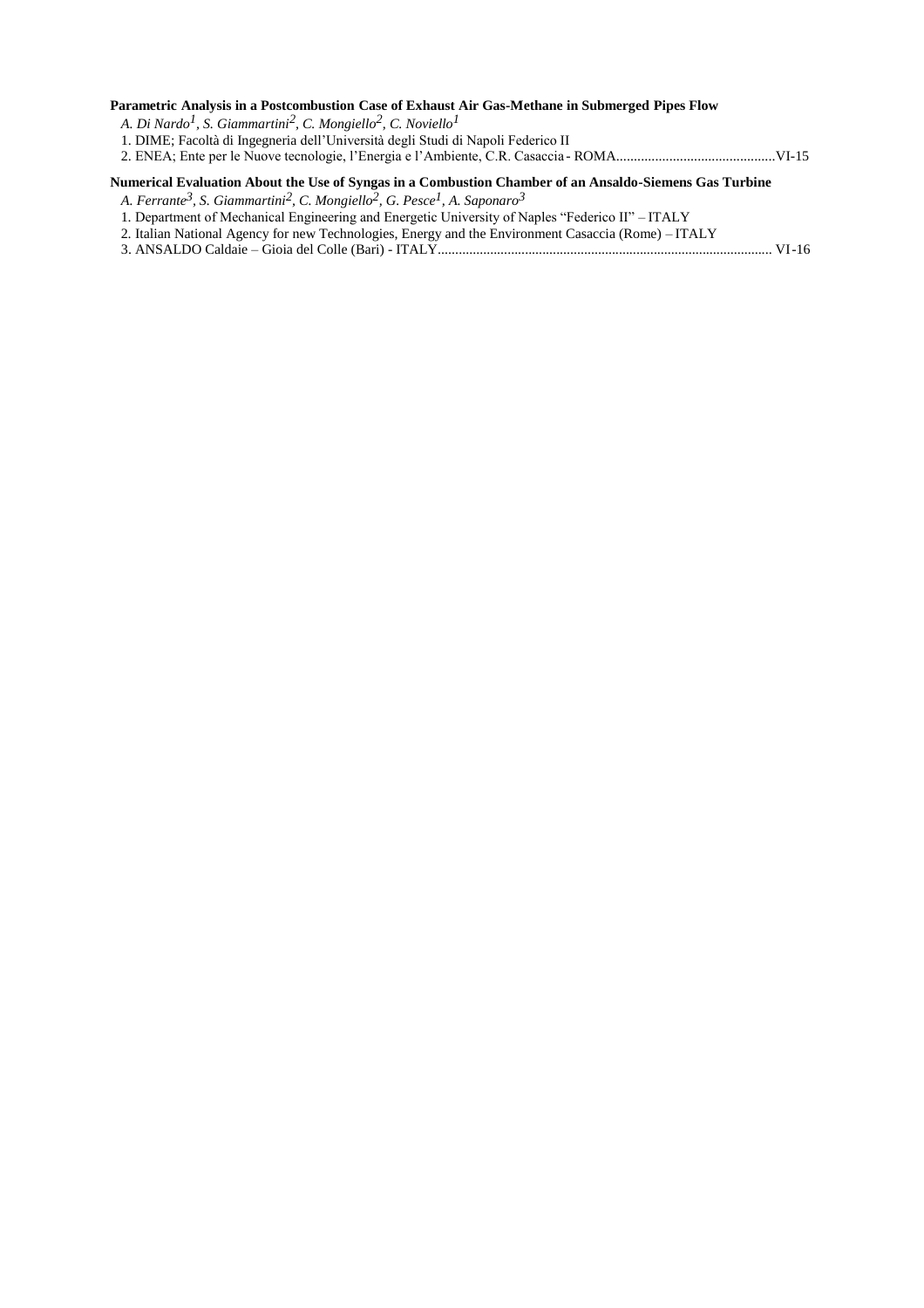**Parametric Analysis in a Postcombustion Case of Exhaust Air Gas-Methane in Submerged Pipes Flow**

*A. Di Nardo[1], S. Giammartini[2], C. Mongiello[2], C. Noviello[1]*

1. DIME; Facoltà di Ingegneria dell'Università degli Studi di Napoli Federico II
2. ENEA; Ente per le Nuove tecnologie, l'Energia e l'Ambiente, C.R. Casaccia - ROMA.............................................VI-15

**Numerical Evaluation About the Use of Syngas in a Combustion Chamber of an Ansaldo-Siemens Gas Turbine**

*A. Ferrante[3], S. Giammartini[2], C. Mongiello[2], G. Pesce[1], A. Saponaro[3]*

1. Department of Mechanical Engineering and Energetic University of Naples "Federico II" – ITALY
2. Italian National Agency for new Technologies, Energy and the Environment Casaccia (Rome) – ITALY
3. ANSALDO Caldaie – Gioia del Colle (Bari) - ITALY............................................................................................... VI-16